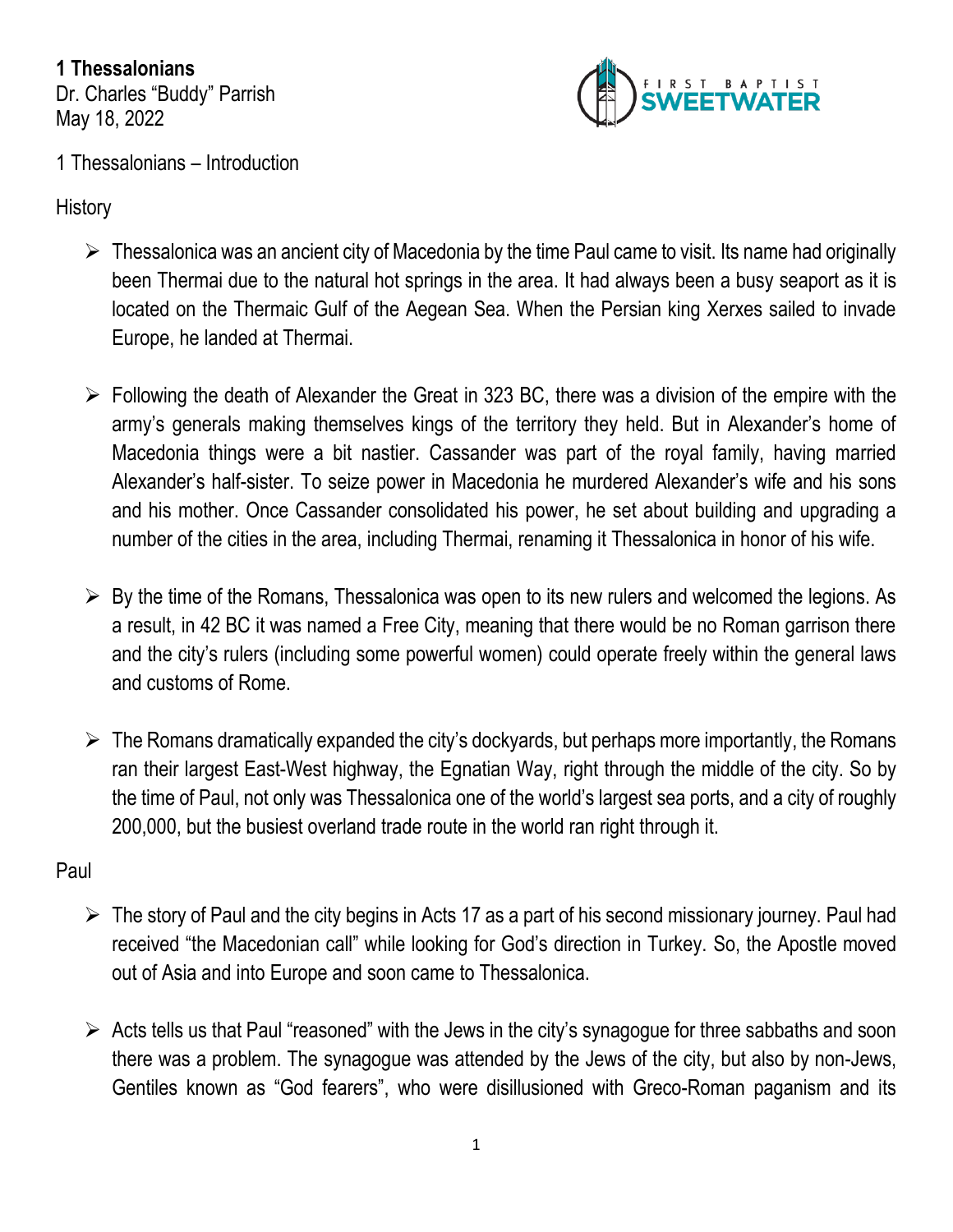**1 Thessalonians**
Dr. Charles "Buddy" Parrish
May 18, 2022

FIRST BAPTIST SWEETWATER

1 Thessalonians – Introduction

History

- Thessalonica was an ancient city of Macedonia by the time Paul came to visit. Its name had originally been Thermai due to the natural hot springs in the area. It had always been a busy seaport as it is located on the Thermaic Gulf of the Aegean Sea. When the Persian king Xerxes sailed to invade Europe, he landed at Thermai.

- Following the death of Alexander the Great in 323 BC, there was a division of the empire with the army's generals making themselves kings of the territory they held. But in Alexander's home of Macedonia things were a bit nastier. Cassander was part of the royal family, having married Alexander's half-sister. To seize power in Macedonia he murdered Alexander's wife and his sons and his mother. Once Cassander consolidated his power, he set about building and upgrading a number of the cities in the area, including Thermai, renaming it Thessalonica in honor of his wife.

- By the time of the Romans, Thessalonica was open to its new rulers and welcomed the legions. As a result, in 42 BC it was named a Free City, meaning that there would be no Roman garrison there and the city's rulers (including some powerful women) could operate freely within the general laws and customs of Rome.

- The Romans dramatically expanded the city's dockyards, but perhaps more importantly, the Romans ran their largest East-West highway, the Egnatian Way, right through the middle of the city. So by the time of Paul, not only was Thessalonica one of the world's largest sea ports, and a city of roughly 200,000, but the busiest overland trade route in the world ran right through it.

Paul

- The story of Paul and the city begins in Acts 17 as a part of his second missionary journey. Paul had received "the Macedonian call" while looking for God's direction in Turkey. So, the Apostle moved out of Asia and into Europe and soon came to Thessalonica.

- Acts tells us that Paul "reasoned" with the Jews in the city's synagogue for three sabbaths and soon there was a problem. The synagogue was attended by the Jews of the city, but also by non-Jews, Gentiles known as "God fearers", who were disillusioned with Greco-Roman paganism and its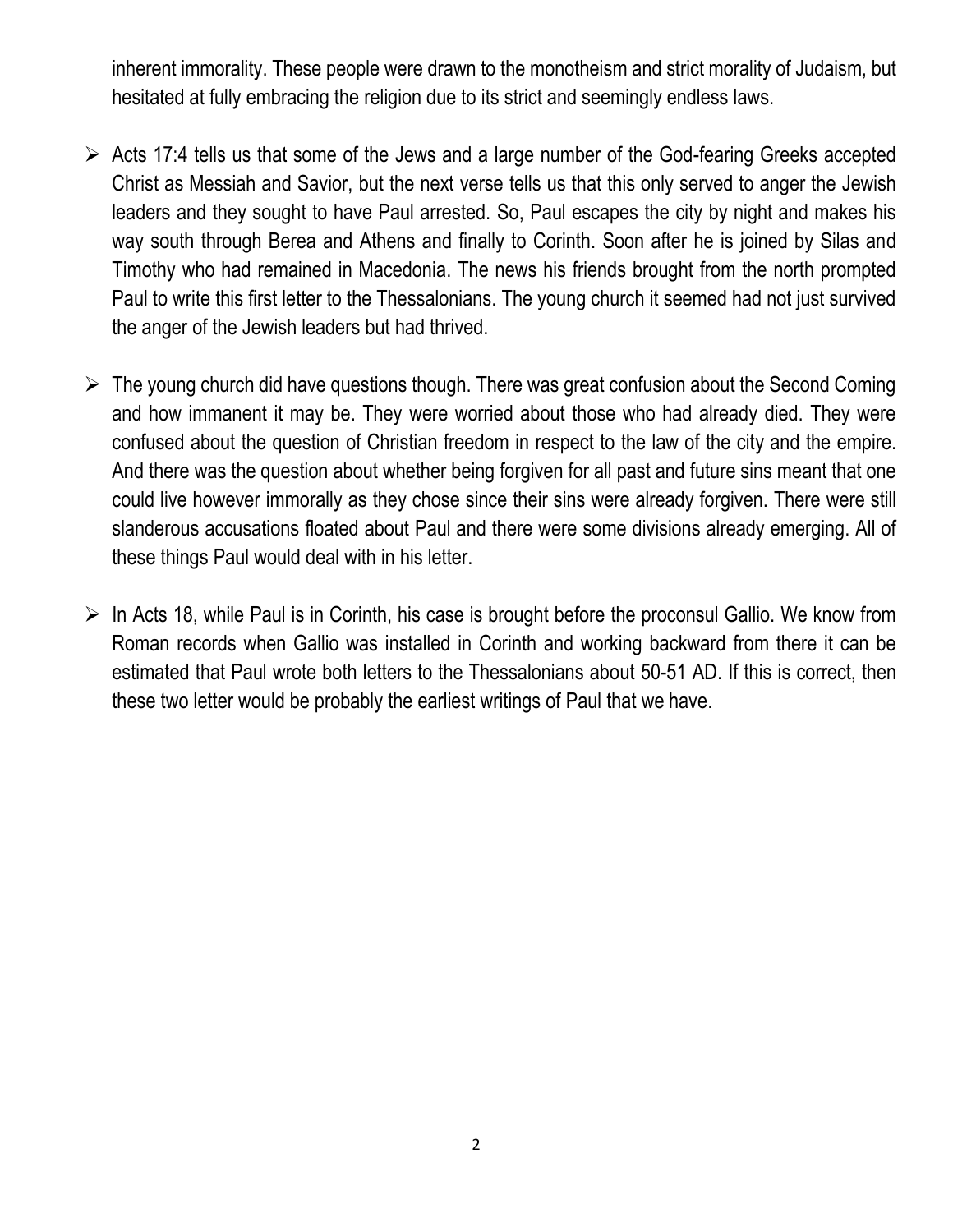inherent immorality. These people were drawn to the monotheism and strict morality of Judaism, but hesitated at fully embracing the religion due to its strict and seemingly endless laws.

- Acts 17:4 tells us that some of the Jews and a large number of the God-fearing Greeks accepted Christ as Messiah and Savior, but the next verse tells us that this only served to anger the Jewish leaders and they sought to have Paul arrested. So, Paul escapes the city by night and makes his way south through Berea and Athens and finally to Corinth. Soon after he is joined by Silas and Timothy who had remained in Macedonia. The news his friends brought from the north prompted Paul to write this first letter to the Thessalonians. The young church it seemed had not just survived the anger of the Jewish leaders but had thrived.

- The young church did have questions though. There was great confusion about the Second Coming and how immanent it may be. They were worried about those who had already died. They were confused about the question of Christian freedom in respect to the law of the city and the empire. And there was the question about whether being forgiven for all past and future sins meant that one could live however immorally as they chose since their sins were already forgiven. There were still slanderous accusations floated about Paul and there were some divisions already emerging. All of these things Paul would deal with in his letter.

- In Acts 18, while Paul is in Corinth, his case is brought before the proconsul Gallio. We know from Roman records when Gallio was installed in Corinth and working backward from there it can be estimated that Paul wrote both letters to the Thessalonians about 50-51 AD. If this is correct, then these two letter would be probably the earliest writings of Paul that we have.